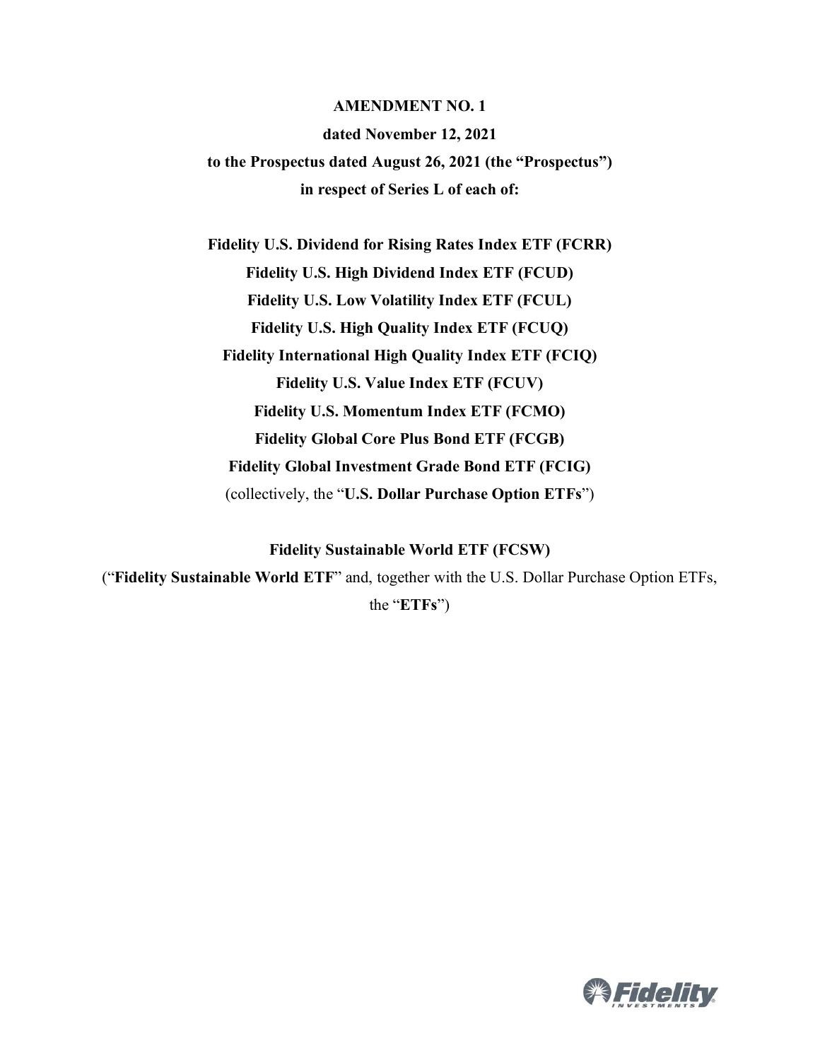**AMENDMENT NO. 1**

**dated November 12, 2021**

**to the Prospectus dated August 26, 2021 (the "Prospectus")**

**in respect of Series L of each of:**

**Fidelity U.S. Dividend for Rising Rates Index ETF (FCRR)**

**Fidelity U.S. High Dividend Index ETF (FCUD)**

**Fidelity U.S. Low Volatility Index ETF (FCUL)**

**Fidelity U.S. High Quality Index ETF (FCUQ)**

**Fidelity International High Quality Index ETF (FCIQ)**

**Fidelity U.S. Value Index ETF (FCUV)**

**Fidelity U.S. Momentum Index ETF (FCMO)**

**Fidelity Global Core Plus Bond ETF (FCGB)**

**Fidelity Global Investment Grade Bond ETF (FCIG)**

(collectively, the "**U.S. Dollar Purchase Option ETFs**")

**Fidelity Sustainable World ETF (FCSW)**

("**Fidelity Sustainable World ETF**" and, together with the U.S. Dollar Purchase Option ETFs, the "**ETFs**")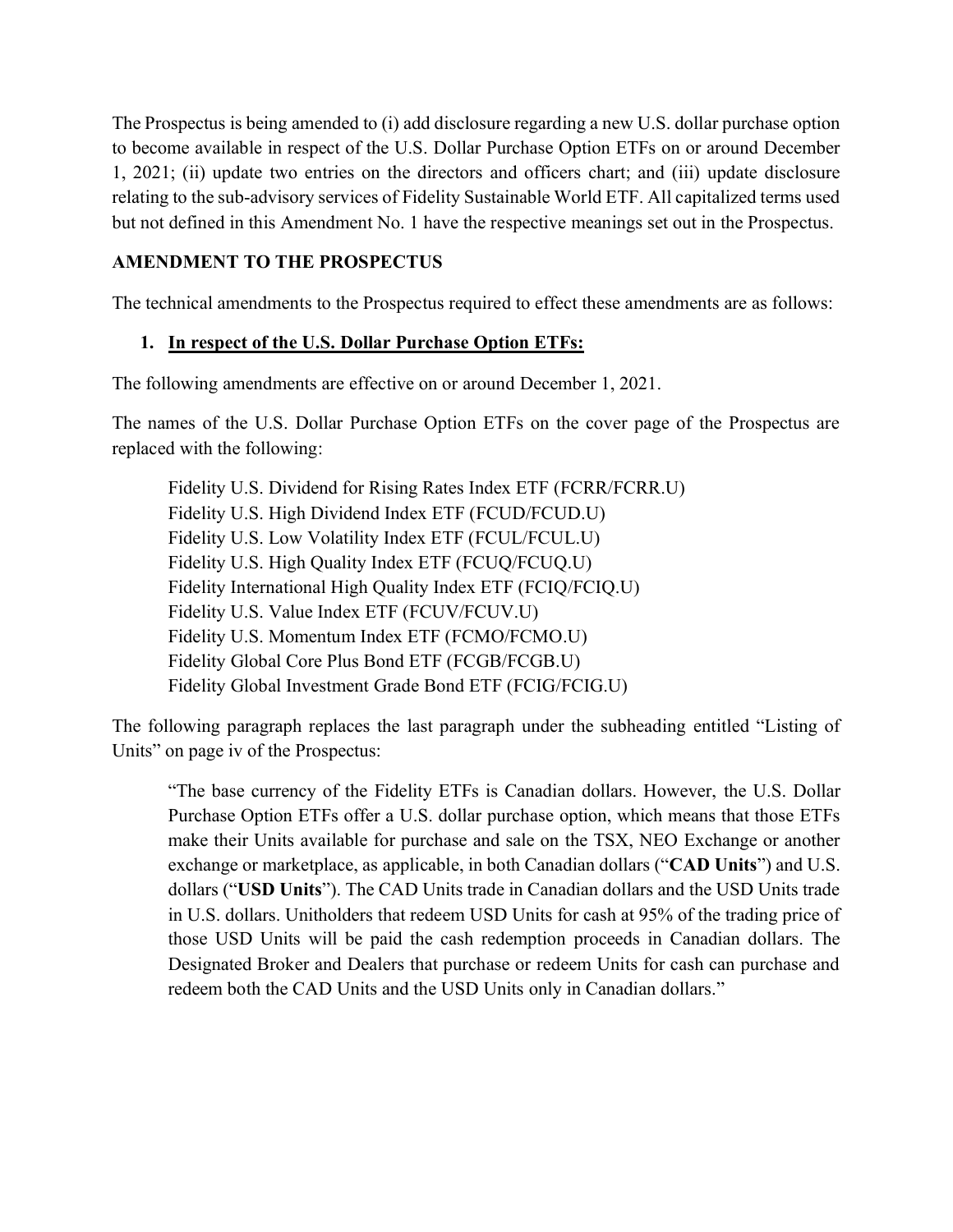The Prospectus is being amended to (i) add disclosure regarding a new U.S. dollar purchase option to become available in respect of the U.S. Dollar Purchase Option ETFs on or around December 1, 2021; (ii) update two entries on the directors and officers chart; and (iii) update disclosure relating to the sub-advisory services of Fidelity Sustainable World ETF. All capitalized terms used but not defined in this Amendment No. 1 have the respective meanings set out in the Prospectus.

## AMENDMENT TO THE PROSPECTUS

The technical amendments to the Prospectus required to effect these amendments are as follows:

1. **In respect of the U.S. Dollar Purchase Option ETFs:**

The following amendments are effective on or around December 1, 2021.

The names of the U.S. Dollar Purchase Option ETFs on the cover page of the Prospectus are replaced with the following:

> Fidelity U.S. Dividend for Rising Rates Index ETF (FCRR/FCRR.U)
> Fidelity U.S. High Dividend Index ETF (FCUD/FCUD.U)
> Fidelity U.S. Low Volatility Index ETF (FCUL/FCUL.U)
> Fidelity U.S. High Quality Index ETF (FCUQ/FCUQ.U)
> Fidelity International High Quality Index ETF (FCIQ/FCIQ.U)
> Fidelity U.S. Value Index ETF (FCUV/FCUV.U)
> Fidelity U.S. Momentum Index ETF (FCMO/FCMO.U)
> Fidelity Global Core Plus Bond ETF (FCGB/FCGB.U)
> Fidelity Global Investment Grade Bond ETF (FCIG/FCIG.U)

The following paragraph replaces the last paragraph under the subheading entitled "Listing of Units" on page iv of the Prospectus:

> "The base currency of the Fidelity ETFs is Canadian dollars. However, the U.S. Dollar Purchase Option ETFs offer a U.S. dollar purchase option, which means that those ETFs make their Units available for purchase and sale on the TSX, NEO Exchange or another exchange or marketplace, as applicable, in both Canadian dollars ("**CAD Units**") and U.S. dollars ("**USD Units**"). The CAD Units trade in Canadian dollars and the USD Units trade in U.S. dollars. Unitholders that redeem USD Units for cash at 95% of the trading price of those USD Units will be paid the cash redemption proceeds in Canadian dollars. The Designated Broker and Dealers that purchase or redeem Units for cash can purchase and redeem both the CAD Units and the USD Units only in Canadian dollars."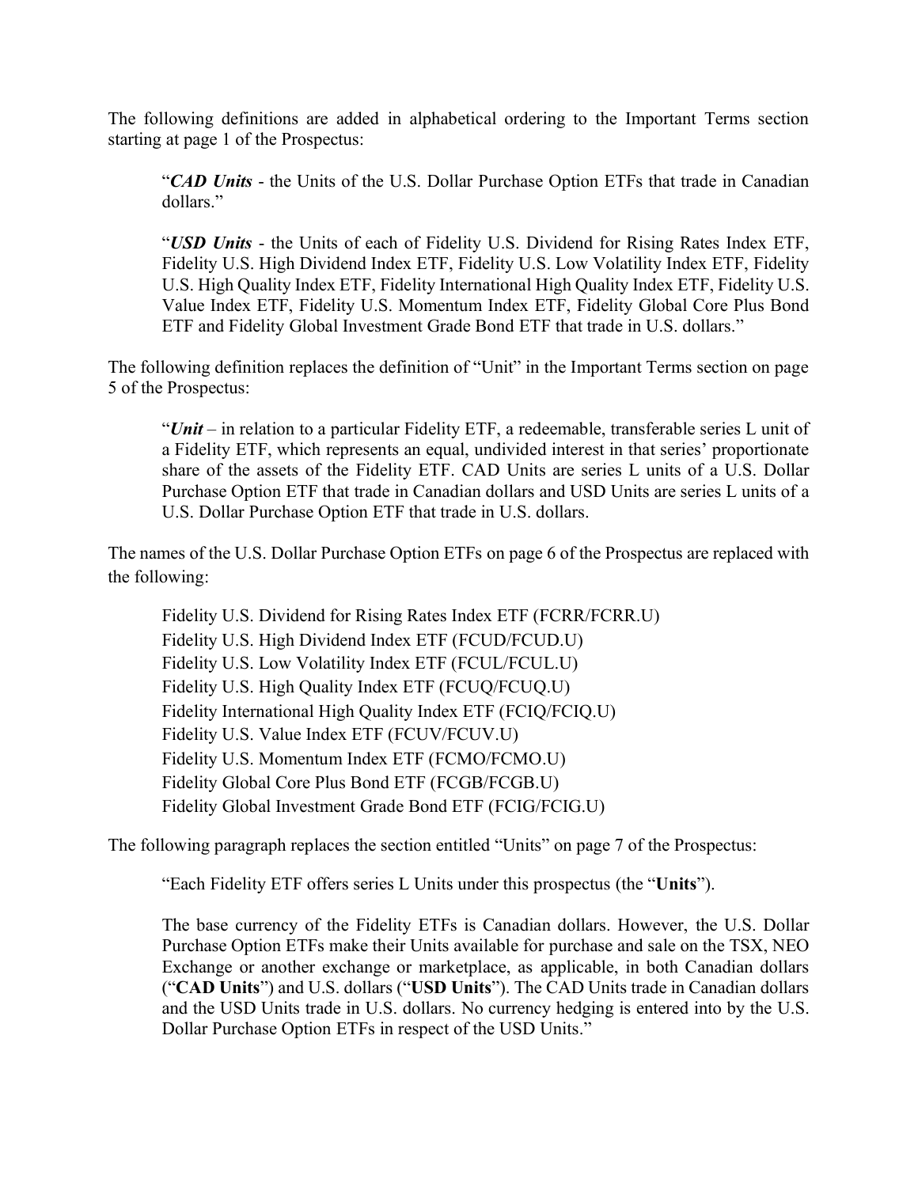The following definitions are added in alphabetical ordering to the Important Terms section starting at page 1 of the Prospectus:

> "***CAD Units*** - the Units of the U.S. Dollar Purchase Option ETFs that trade in Canadian dollars."
>
> "***USD Units*** - the Units of each of Fidelity U.S. Dividend for Rising Rates Index ETF, Fidelity U.S. High Dividend Index ETF, Fidelity U.S. Low Volatility Index ETF, Fidelity U.S. High Quality Index ETF, Fidelity International High Quality Index ETF, Fidelity U.S. Value Index ETF, Fidelity U.S. Momentum Index ETF, Fidelity Global Core Plus Bond ETF and Fidelity Global Investment Grade Bond ETF that trade in U.S. dollars."

The following definition replaces the definition of "Unit" in the Important Terms section on page 5 of the Prospectus:

> "***Unit*** – in relation to a particular Fidelity ETF, a redeemable, transferable series L unit of a Fidelity ETF, which represents an equal, undivided interest in that series' proportionate share of the assets of the Fidelity ETF. CAD Units are series L units of a U.S. Dollar Purchase Option ETF that trade in Canadian dollars and USD Units are series L units of a U.S. Dollar Purchase Option ETF that trade in U.S. dollars.

The names of the U.S. Dollar Purchase Option ETFs on page 6 of the Prospectus are replaced with the following:

> Fidelity U.S. Dividend for Rising Rates Index ETF (FCRR/FCRR.U)
> Fidelity U.S. High Dividend Index ETF (FCUD/FCUD.U)
> Fidelity U.S. Low Volatility Index ETF (FCUL/FCUL.U)
> Fidelity U.S. High Quality Index ETF (FCUQ/FCUQ.U)
> Fidelity International High Quality Index ETF (FCIQ/FCIQ.U)
> Fidelity U.S. Value Index ETF (FCUV/FCUV.U)
> Fidelity U.S. Momentum Index ETF (FCMO/FCMO.U)
> Fidelity Global Core Plus Bond ETF (FCGB/FCGB.U)
> Fidelity Global Investment Grade Bond ETF (FCIG/FCIG.U)

The following paragraph replaces the section entitled "Units" on page 7 of the Prospectus:

> "Each Fidelity ETF offers series L Units under this prospectus (the "**Units**").
>
> The base currency of the Fidelity ETFs is Canadian dollars. However, the U.S. Dollar Purchase Option ETFs make their Units available for purchase and sale on the TSX, NEO Exchange or another exchange or marketplace, as applicable, in both Canadian dollars ("**CAD Units**") and U.S. dollars ("**USD Units**"). The CAD Units trade in Canadian dollars and the USD Units trade in U.S. dollars. No currency hedging is entered into by the U.S. Dollar Purchase Option ETFs in respect of the USD Units."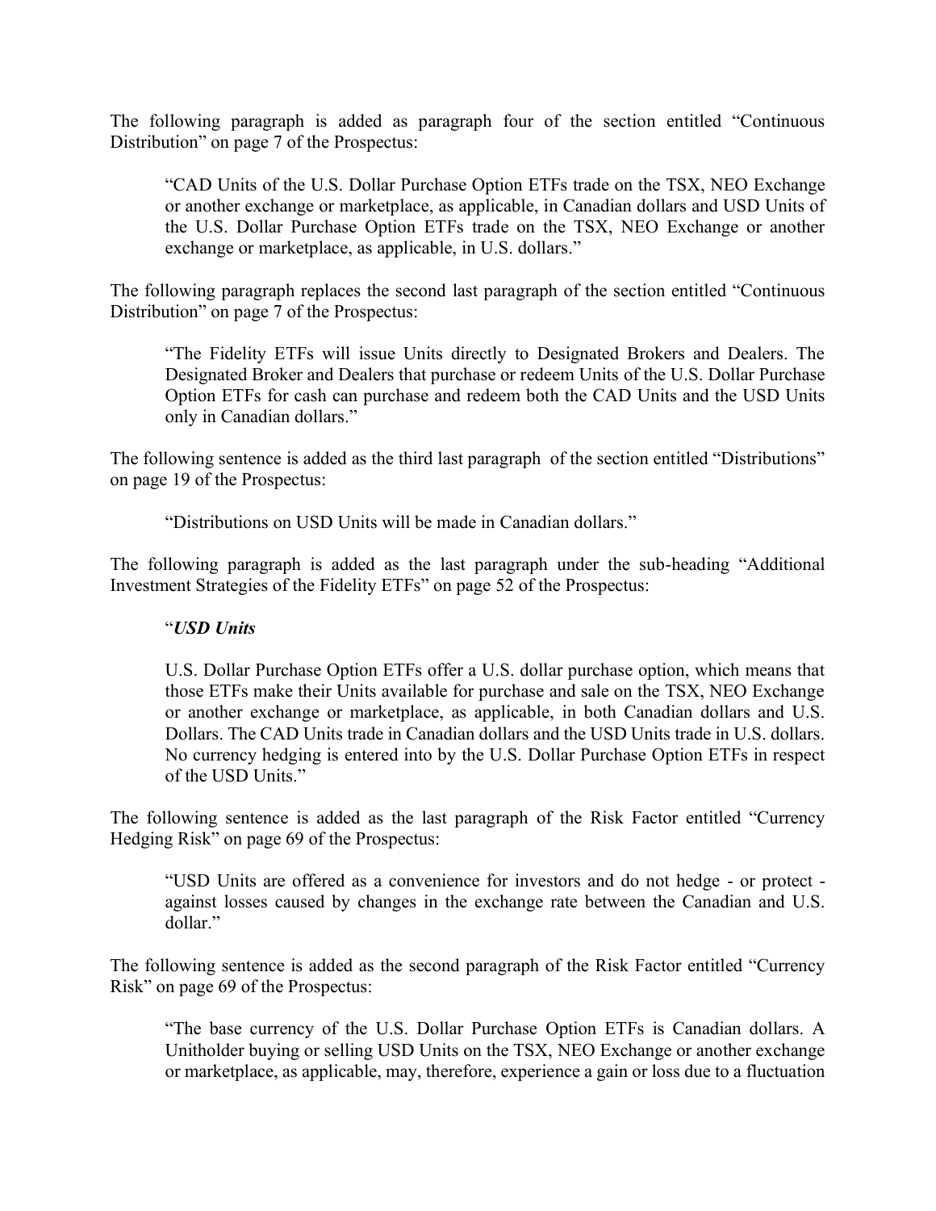The following paragraph is added as paragraph four of the section entitled "Continuous Distribution" on page 7 of the Prospectus:

> "CAD Units of the U.S. Dollar Purchase Option ETFs trade on the TSX, NEO Exchange or another exchange or marketplace, as applicable, in Canadian dollars and USD Units of the U.S. Dollar Purchase Option ETFs trade on the TSX, NEO Exchange or another exchange or marketplace, as applicable, in U.S. dollars."

The following paragraph replaces the second last paragraph of the section entitled "Continuous Distribution" on page 7 of the Prospectus:

> "The Fidelity ETFs will issue Units directly to Designated Brokers and Dealers. The Designated Broker and Dealers that purchase or redeem Units of the U.S. Dollar Purchase Option ETFs for cash can purchase and redeem both the CAD Units and the USD Units only in Canadian dollars."

The following sentence is added as the third last paragraph of the section entitled "Distributions" on page 19 of the Prospectus:

> "Distributions on USD Units will be made in Canadian dollars."

The following paragraph is added as the last paragraph under the sub-heading "Additional Investment Strategies of the Fidelity ETFs" on page 52 of the Prospectus:

> "***USD Units***
>
> U.S. Dollar Purchase Option ETFs offer a U.S. dollar purchase option, which means that those ETFs make their Units available for purchase and sale on the TSX, NEO Exchange or another exchange or marketplace, as applicable, in both Canadian dollars and U.S. Dollars. The CAD Units trade in Canadian dollars and the USD Units trade in U.S. dollars. No currency hedging is entered into by the U.S. Dollar Purchase Option ETFs in respect of the USD Units."

The following sentence is added as the last paragraph of the Risk Factor entitled "Currency Hedging Risk" on page 69 of the Prospectus:

> "USD Units are offered as a convenience for investors and do not hedge - or protect - against losses caused by changes in the exchange rate between the Canadian and U.S. dollar."

The following sentence is added as the second paragraph of the Risk Factor entitled "Currency Risk" on page 69 of the Prospectus:

> "The base currency of the U.S. Dollar Purchase Option ETFs is Canadian dollars. A Unitholder buying or selling USD Units on the TSX, NEO Exchange or another exchange or marketplace, as applicable, may, therefore, experience a gain or loss due to a fluctuation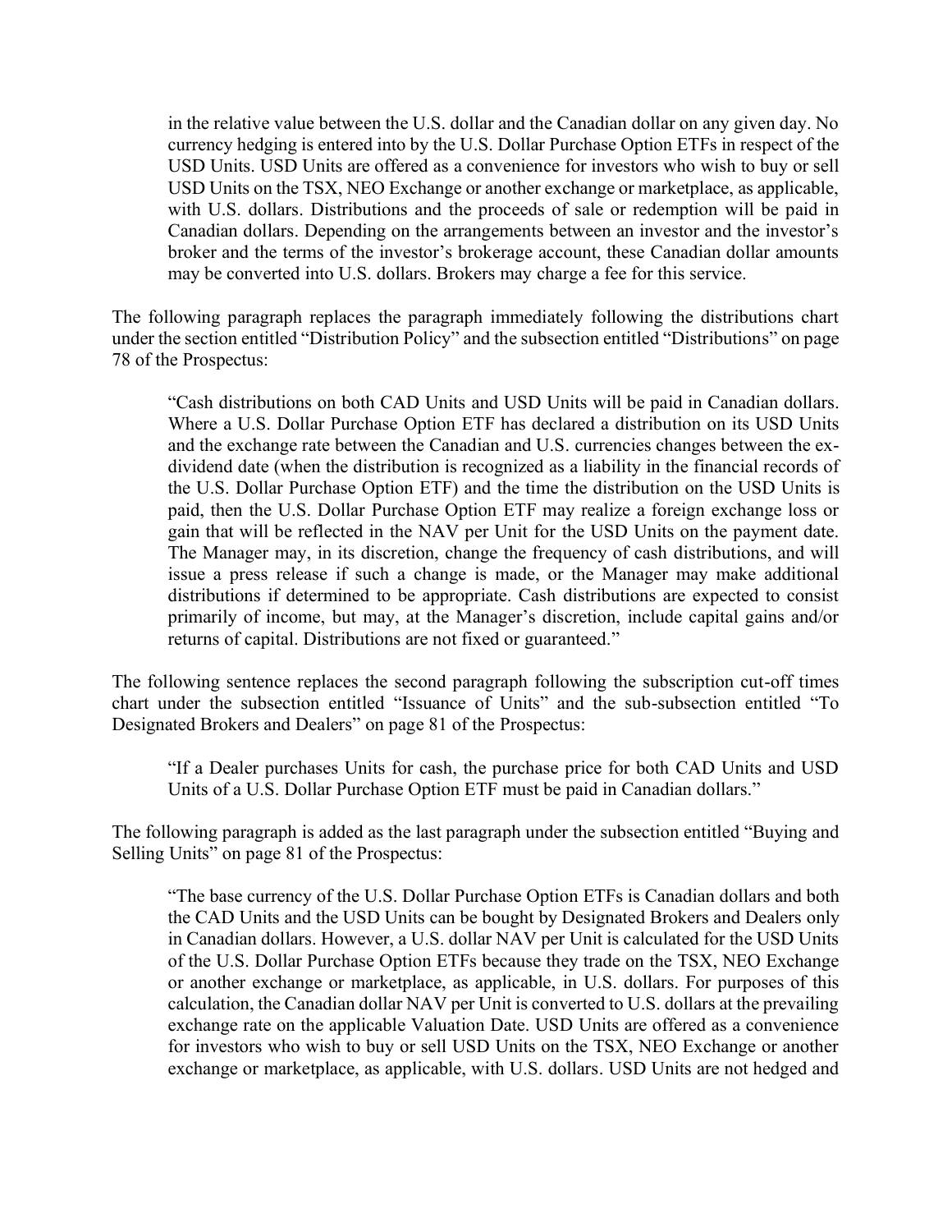in the relative value between the U.S. dollar and the Canadian dollar on any given day. No currency hedging is entered into by the U.S. Dollar Purchase Option ETFs in respect of the USD Units. USD Units are offered as a convenience for investors who wish to buy or sell USD Units on the TSX, NEO Exchange or another exchange or marketplace, as applicable, with U.S. dollars. Distributions and the proceeds of sale or redemption will be paid in Canadian dollars. Depending on the arrangements between an investor and the investor's broker and the terms of the investor's brokerage account, these Canadian dollar amounts may be converted into U.S. dollars. Brokers may charge a fee for this service.

The following paragraph replaces the paragraph immediately following the distributions chart under the section entitled "Distribution Policy" and the subsection entitled "Distributions" on page 78 of the Prospectus:

> "Cash distributions on both CAD Units and USD Units will be paid in Canadian dollars. Where a U.S. Dollar Purchase Option ETF has declared a distribution on its USD Units and the exchange rate between the Canadian and U.S. currencies changes between the ex-dividend date (when the distribution is recognized as a liability in the financial records of the U.S. Dollar Purchase Option ETF) and the time the distribution on the USD Units is paid, then the U.S. Dollar Purchase Option ETF may realize a foreign exchange loss or gain that will be reflected in the NAV per Unit for the USD Units on the payment date. The Manager may, in its discretion, change the frequency of cash distributions, and will issue a press release if such a change is made, or the Manager may make additional distributions if determined to be appropriate. Cash distributions are expected to consist primarily of income, but may, at the Manager's discretion, include capital gains and/or returns of capital. Distributions are not fixed or guaranteed."

The following sentence replaces the second paragraph following the subscription cut-off times chart under the subsection entitled "Issuance of Units" and the sub-subsection entitled "To Designated Brokers and Dealers" on page 81 of the Prospectus:

> "If a Dealer purchases Units for cash, the purchase price for both CAD Units and USD Units of a U.S. Dollar Purchase Option ETF must be paid in Canadian dollars."

The following paragraph is added as the last paragraph under the subsection entitled "Buying and Selling Units" on page 81 of the Prospectus:

> "The base currency of the U.S. Dollar Purchase Option ETFs is Canadian dollars and both the CAD Units and the USD Units can be bought by Designated Brokers and Dealers only in Canadian dollars. However, a U.S. dollar NAV per Unit is calculated for the USD Units of the U.S. Dollar Purchase Option ETFs because they trade on the TSX, NEO Exchange or another exchange or marketplace, as applicable, in U.S. dollars. For purposes of this calculation, the Canadian dollar NAV per Unit is converted to U.S. dollars at the prevailing exchange rate on the applicable Valuation Date. USD Units are offered as a convenience for investors who wish to buy or sell USD Units on the TSX, NEO Exchange or another exchange or marketplace, as applicable, with U.S. dollars. USD Units are not hedged and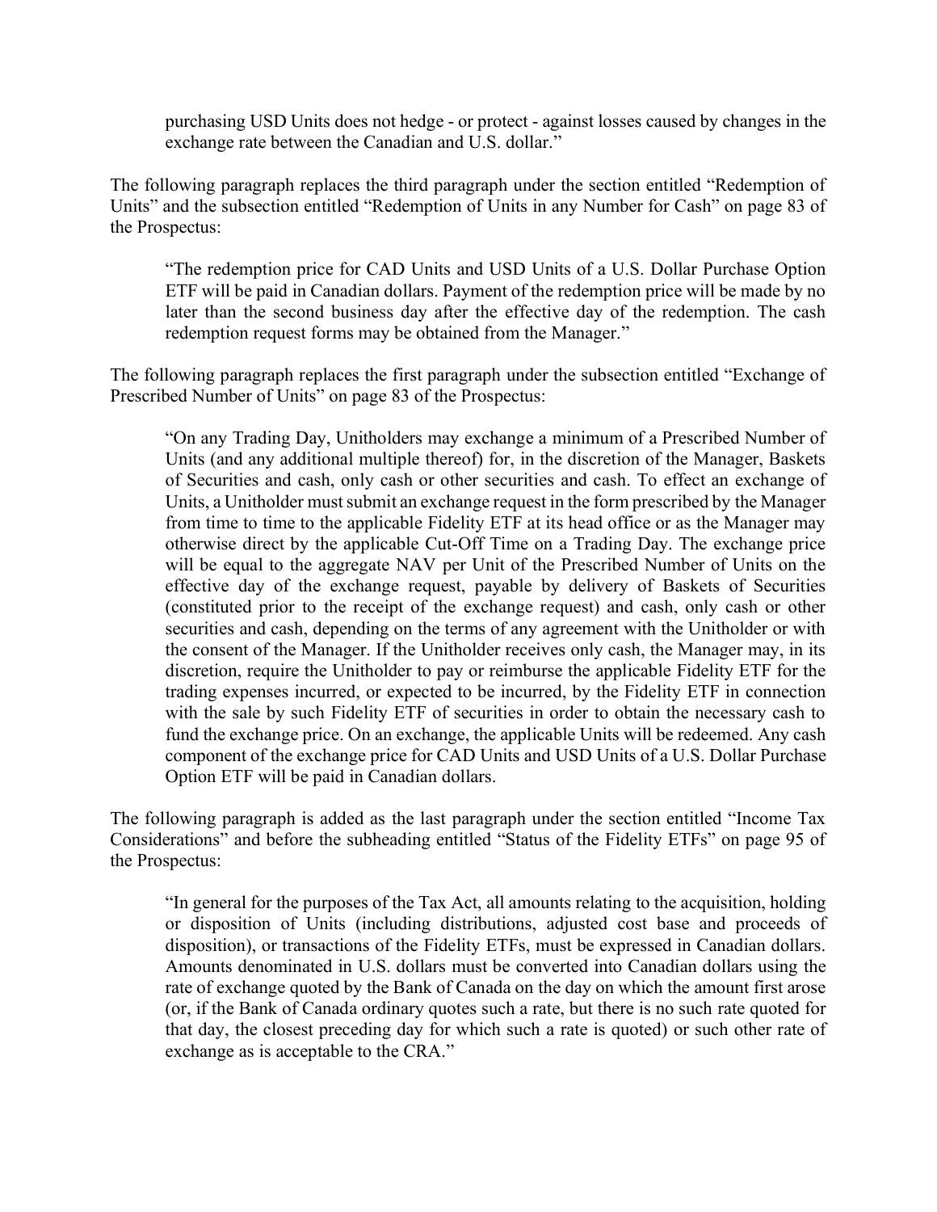> purchasing USD Units does not hedge - or protect - against losses caused by changes in the exchange rate between the Canadian and U.S. dollar."

The following paragraph replaces the third paragraph under the section entitled "Redemption of Units" and the subsection entitled "Redemption of Units in any Number for Cash" on page 83 of the Prospectus:

> "The redemption price for CAD Units and USD Units of a U.S. Dollar Purchase Option ETF will be paid in Canadian dollars. Payment of the redemption price will be made by no later than the second business day after the effective day of the redemption. The cash redemption request forms may be obtained from the Manager."

The following paragraph replaces the first paragraph under the subsection entitled "Exchange of Prescribed Number of Units" on page 83 of the Prospectus:

> "On any Trading Day, Unitholders may exchange a minimum of a Prescribed Number of Units (and any additional multiple thereof) for, in the discretion of the Manager, Baskets of Securities and cash, only cash or other securities and cash. To effect an exchange of Units, a Unitholder must submit an exchange request in the form prescribed by the Manager from time to time to the applicable Fidelity ETF at its head office or as the Manager may otherwise direct by the applicable Cut-Off Time on a Trading Day. The exchange price will be equal to the aggregate NAV per Unit of the Prescribed Number of Units on the effective day of the exchange request, payable by delivery of Baskets of Securities (constituted prior to the receipt of the exchange request) and cash, only cash or other securities and cash, depending on the terms of any agreement with the Unitholder or with the consent of the Manager. If the Unitholder receives only cash, the Manager may, in its discretion, require the Unitholder to pay or reimburse the applicable Fidelity ETF for the trading expenses incurred, or expected to be incurred, by the Fidelity ETF in connection with the sale by such Fidelity ETF of securities in order to obtain the necessary cash to fund the exchange price. On an exchange, the applicable Units will be redeemed. Any cash component of the exchange price for CAD Units and USD Units of a U.S. Dollar Purchase Option ETF will be paid in Canadian dollars.

The following paragraph is added as the last paragraph under the section entitled "Income Tax Considerations" and before the subheading entitled "Status of the Fidelity ETFs" on page 95 of the Prospectus:

> "In general for the purposes of the Tax Act, all amounts relating to the acquisition, holding or disposition of Units (including distributions, adjusted cost base and proceeds of disposition), or transactions of the Fidelity ETFs, must be expressed in Canadian dollars. Amounts denominated in U.S. dollars must be converted into Canadian dollars using the rate of exchange quoted by the Bank of Canada on the day on which the amount first arose (or, if the Bank of Canada ordinary quotes such a rate, but there is no such rate quoted for that day, the closest preceding day for which such a rate is quoted) or such other rate of exchange as is acceptable to the CRA."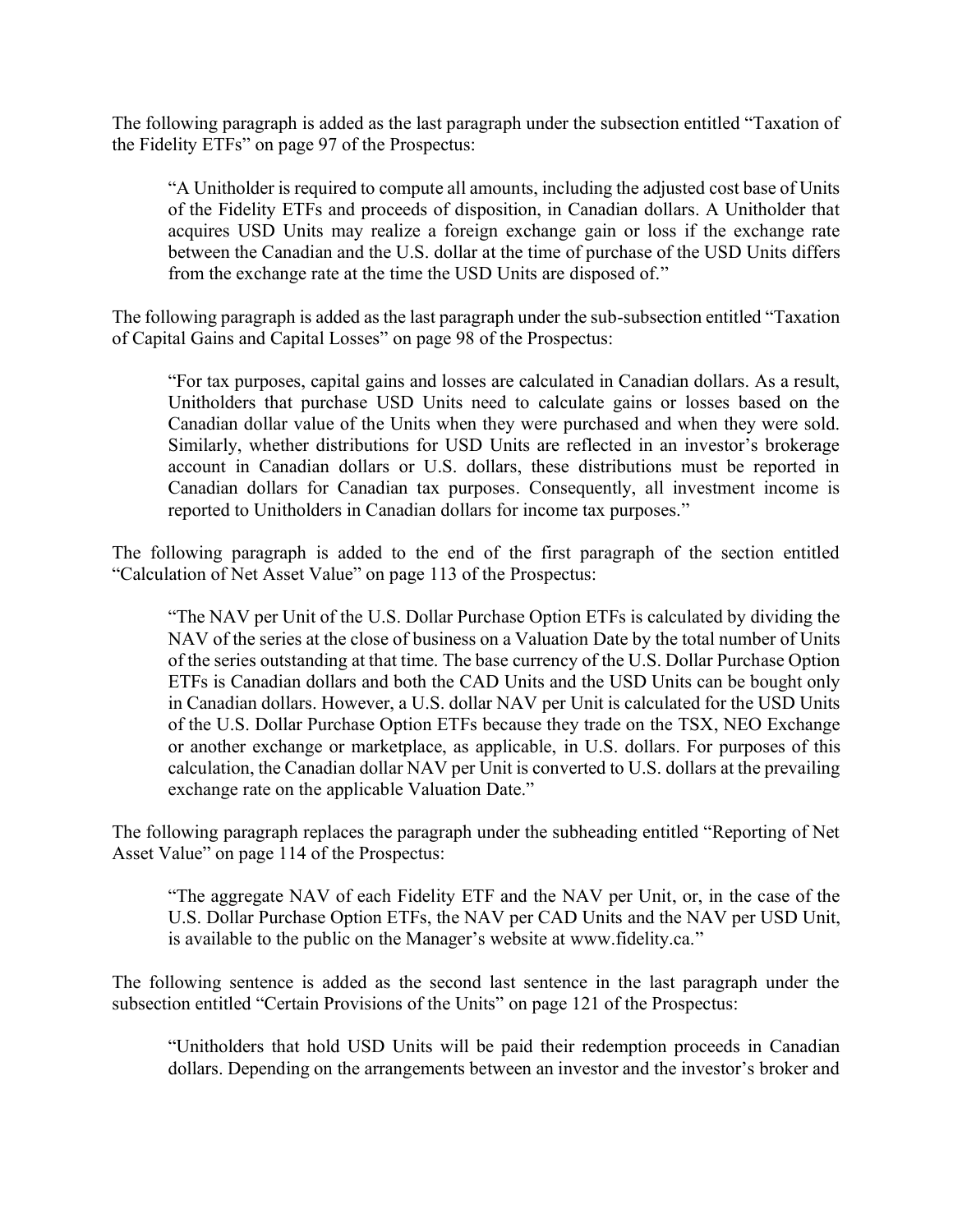The following paragraph is added as the last paragraph under the subsection entitled "Taxation of the Fidelity ETFs" on page 97 of the Prospectus:

> "A Unitholder is required to compute all amounts, including the adjusted cost base of Units of the Fidelity ETFs and proceeds of disposition, in Canadian dollars. A Unitholder that acquires USD Units may realize a foreign exchange gain or loss if the exchange rate between the Canadian and the U.S. dollar at the time of purchase of the USD Units differs from the exchange rate at the time the USD Units are disposed of."

The following paragraph is added as the last paragraph under the sub-subsection entitled "Taxation of Capital Gains and Capital Losses" on page 98 of the Prospectus:

> "For tax purposes, capital gains and losses are calculated in Canadian dollars. As a result, Unitholders that purchase USD Units need to calculate gains or losses based on the Canadian dollar value of the Units when they were purchased and when they were sold. Similarly, whether distributions for USD Units are reflected in an investor's brokerage account in Canadian dollars or U.S. dollars, these distributions must be reported in Canadian dollars for Canadian tax purposes. Consequently, all investment income is reported to Unitholders in Canadian dollars for income tax purposes."

The following paragraph is added to the end of the first paragraph of the section entitled "Calculation of Net Asset Value" on page 113 of the Prospectus:

> "The NAV per Unit of the U.S. Dollar Purchase Option ETFs is calculated by dividing the NAV of the series at the close of business on a Valuation Date by the total number of Units of the series outstanding at that time. The base currency of the U.S. Dollar Purchase Option ETFs is Canadian dollars and both the CAD Units and the USD Units can be bought only in Canadian dollars. However, a U.S. dollar NAV per Unit is calculated for the USD Units of the U.S. Dollar Purchase Option ETFs because they trade on the TSX, NEO Exchange or another exchange or marketplace, as applicable, in U.S. dollars. For purposes of this calculation, the Canadian dollar NAV per Unit is converted to U.S. dollars at the prevailing exchange rate on the applicable Valuation Date."

The following paragraph replaces the paragraph under the subheading entitled "Reporting of Net Asset Value" on page 114 of the Prospectus:

> "The aggregate NAV of each Fidelity ETF and the NAV per Unit, or, in the case of the U.S. Dollar Purchase Option ETFs, the NAV per CAD Units and the NAV per USD Unit, is available to the public on the Manager's website at www.fidelity.ca."

The following sentence is added as the second last sentence in the last paragraph under the subsection entitled "Certain Provisions of the Units" on page 121 of the Prospectus:

> "Unitholders that hold USD Units will be paid their redemption proceeds in Canadian dollars. Depending on the arrangements between an investor and the investor's broker and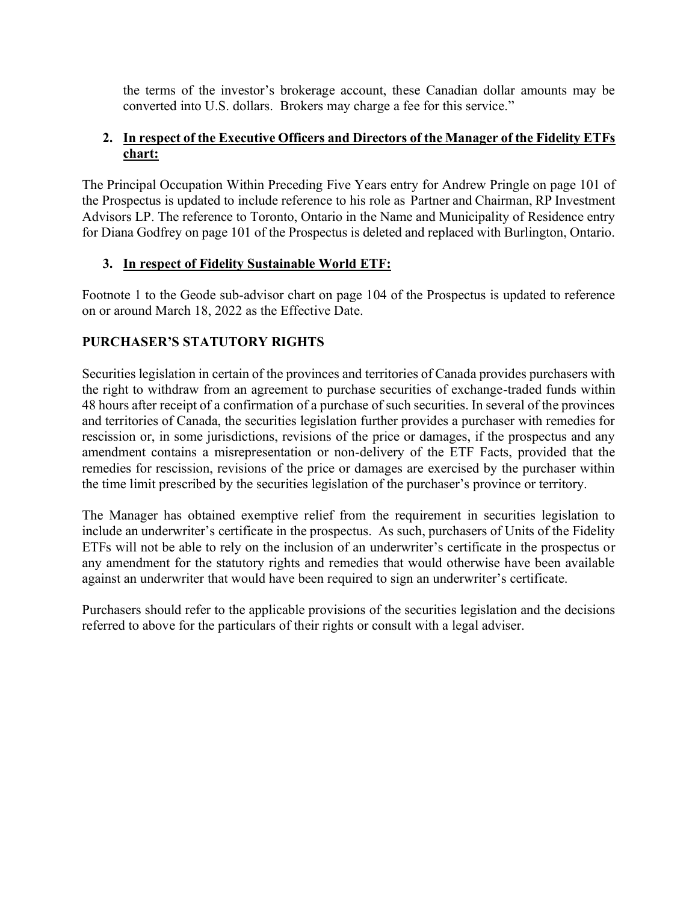the terms of the investor's brokerage account, these Canadian dollar amounts may be converted into U.S. dollars. Brokers may charge a fee for this service."

2. **<u>In respect of the Executive Officers and Directors of the Manager of the Fidelity ETFs chart:</u>**

The Principal Occupation Within Preceding Five Years entry for Andrew Pringle on page 101 of the Prospectus is updated to include reference to his role as Partner and Chairman, RP Investment Advisors LP. The reference to Toronto, Ontario in the Name and Municipality of Residence entry for Diana Godfrey on page 101 of the Prospectus is deleted and replaced with Burlington, Ontario.

3. **<u>In respect of Fidelity Sustainable World ETF:</u>**

Footnote 1 to the Geode sub-advisor chart on page 104 of the Prospectus is updated to reference on or around March 18, 2022 as the Effective Date.

## PURCHASER'S STATUTORY RIGHTS

Securities legislation in certain of the provinces and territories of Canada provides purchasers with the right to withdraw from an agreement to purchase securities of exchange-traded funds within 48 hours after receipt of a confirmation of a purchase of such securities. In several of the provinces and territories of Canada, the securities legislation further provides a purchaser with remedies for rescission or, in some jurisdictions, revisions of the price or damages, if the prospectus and any amendment contains a misrepresentation or non-delivery of the ETF Facts, provided that the remedies for rescission, revisions of the price or damages are exercised by the purchaser within the time limit prescribed by the securities legislation of the purchaser's province or territory.

The Manager has obtained exemptive relief from the requirement in securities legislation to include an underwriter's certificate in the prospectus. As such, purchasers of Units of the Fidelity ETFs will not be able to rely on the inclusion of an underwriter's certificate in the prospectus or any amendment for the statutory rights and remedies that would otherwise have been available against an underwriter that would have been required to sign an underwriter's certificate.

Purchasers should refer to the applicable provisions of the securities legislation and the decisions referred to above for the particulars of their rights or consult with a legal adviser.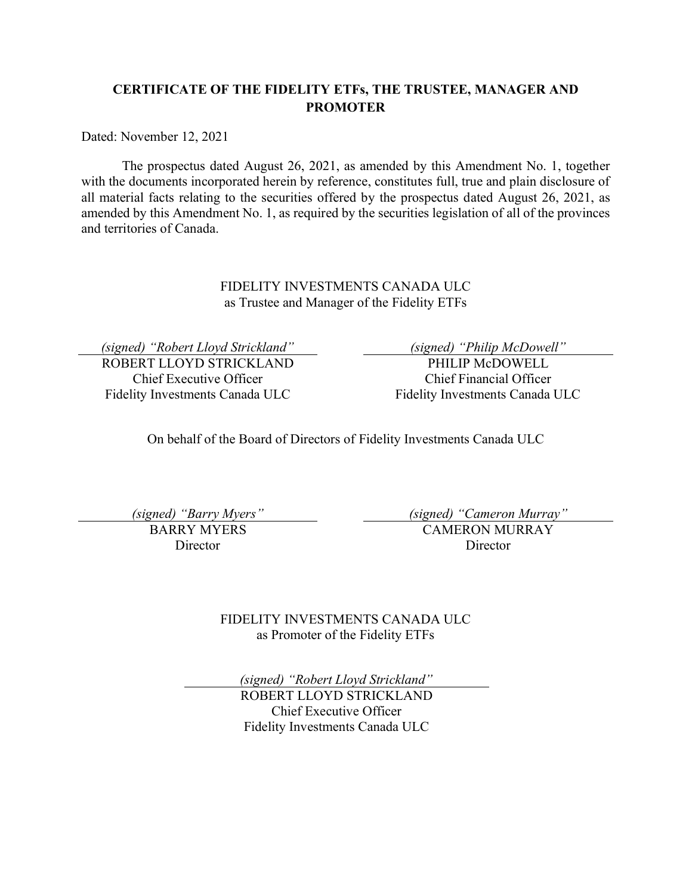## CERTIFICATE OF THE FIDELITY ETFs, THE TRUSTEE, MANAGER AND PROMOTER

Dated: November 12, 2021

The prospectus dated August 26, 2021, as amended by this Amendment No. 1, together with the documents incorporated herein by reference, constitutes full, true and plain disclosure of all material facts relating to the securities offered by the prospectus dated August 26, 2021, as amended by this Amendment No. 1, as required by the securities legislation of all of the provinces and territories of Canada.

FIDELITY INVESTMENTS CANADA ULC
as Trustee and Manager of the Fidelity ETFs

| | |
|---|---|
| *(signed) "Robert Lloyd Strickland"* | *(signed) "Philip McDowell"* |
| ROBERT LLOYD STRICKLAND | PHILIP McDOWELL |
| Chief Executive Officer | Chief Financial Officer |
| Fidelity Investments Canada ULC | Fidelity Investments Canada ULC |

On behalf of the Board of Directors of Fidelity Investments Canada ULC

| | |
|---|---|
| *(signed) "Barry Myers"* | *(signed) "Cameron Murray"* |
| BARRY MYERS | CAMERON MURRAY |
| Director | Director |

FIDELITY INVESTMENTS CANADA ULC
as Promoter of the Fidelity ETFs

*(signed) "Robert Lloyd Strickland"*
ROBERT LLOYD STRICKLAND
Chief Executive Officer
Fidelity Investments Canada ULC